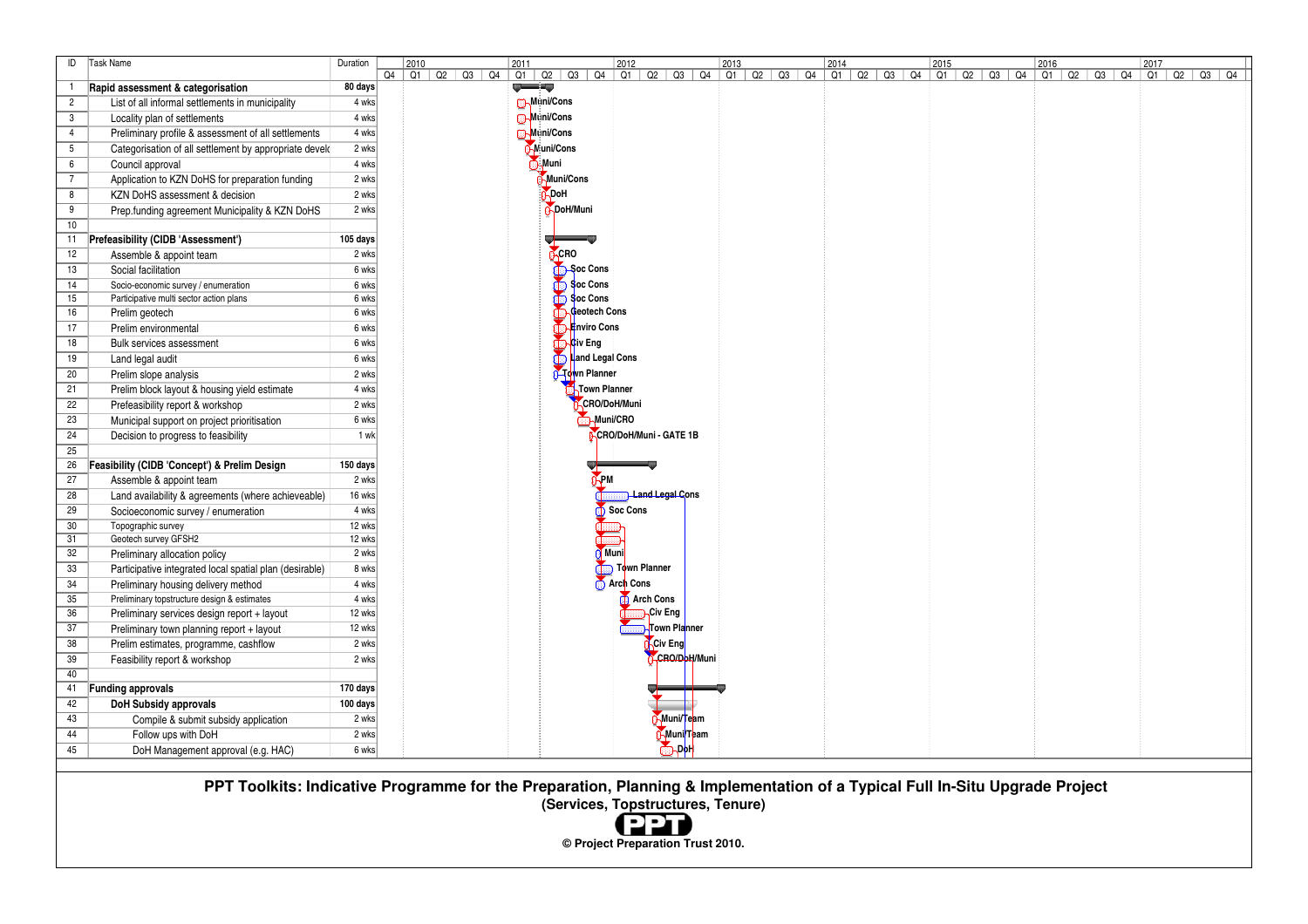| ID | Task Name | Duration | Resource |
|---|---|---|---|
| 1 | **Rapid assessment & categorisation** | **80 days** | |
| 2 | List of all informal settlements in municipality | 4 wks | Muni/Cons |
| 3 | Locality plan of settlements | 4 wks | Muni/Cons |
| 4 | Preliminary profile & assessment of all settlements | 4 wks | Muni/Cons |
| 5 | Categorisation of all settlement by appropriate develc | 2 wks | Muni/Cons |
| 6 | Council approval | 4 wks | Muni |
| 7 | Application to KZN DoHS for preparation funding | 2 wks | Muni/Cons |
| 8 | KZN DoHS assessment & decision | 2 wks | DoH |
| 9 | Prep.funding agreement Municipality & KZN DoHS | 2 wks | DoH/Muni |
| 10 | | | |
| 11 | **Prefeasibility (CIDB 'Assessment')** | **105 days** | |
| 12 | Assemble & appoint team | 2 wks | CRO |
| 13 | Social facilitation | 6 wks | Soc Cons |
| 14 | Socio-economic survey / enumeration | 6 wks | Soc Cons |
| 15 | Participative multi sector action plans | 6 wks | Soc Cons |
| 16 | Prelim geotech | 6 wks | Geotech Cons |
| 17 | Prelim environmental | 6 wks | Enviro Cons |
| 18 | Bulk services assessment | 6 wks | Civ Eng |
| 19 | Land legal audit | 6 wks | Land Legal Cons |
| 20 | Prelim slope analysis | 2 wks | Town Planner |
| 21 | Prelim block layout & housing yield estimate | 4 wks | Town Planner |
| 22 | Prefeasibility report & workshop | 2 wks | CRO/DoH/Muni |
| 23 | Municipal support on project prioritisation | 6 wks | Muni/CRO |
| 24 | Decision to progress to feasibility | 1 wk | CRO/DoH/Muni - GATE 1B |
| 25 | | | |
| 26 | **Feasibility (CIDB 'Concept') & Prelim Design** | **150 days** | |
| 27 | Assemble & appoint team | 2 wks | PM |
| 28 | Land availability & agreements (where achieveable) | 16 wks | Land Legal Cons |
| 29 | Socioeconomic survey / enumeration | 4 wks | Soc Cons |
| 30 | Topographic survey | 12 wks | |
| 31 | Geotech survey GFSH2 | 12 wks | |
| 32 | Preliminary allocation policy | 2 wks | Muni |
| 33 | Participative integrated local spatial plan (desirable) | 8 wks | Town Planner |
| 34 | Preliminary housing delivery method | 4 wks | Arch Cons |
| 35 | Preliminary topstructure design & estimates | 4 wks | Arch Cons |
| 36 | Preliminary services design report + layout | 12 wks | Civ Eng |
| 37 | Preliminary town planning report + layout | 12 wks | Town Planner |
| 38 | Prelim estimates, programme, cashflow | 2 wks | Civ Eng |
| 39 | Feasibility report & workshop | 2 wks | CRO/DoH/Muni |
| 40 | | | |
| 41 | **Funding approvals** | **170 days** | |
| 42 | **DoH Subsidy approvals** | **100 days** | |
| 43 | Compile & submit subsidy application | 2 wks | Muni/Team |
| 44 | Follow ups with DoH | 2 wks | Muni/Team |
| 45 | DoH Management approval (e.g. HAC) | 6 wks | DoH |

**PPT Toolkits: Indicative Programme for the Preparation, Planning & Implementation of a Typical Full In-Situ Upgrade Project**

**(Services, Topstructures, Tenure)**

**PPT**

**© Project Preparation Trust 2010.**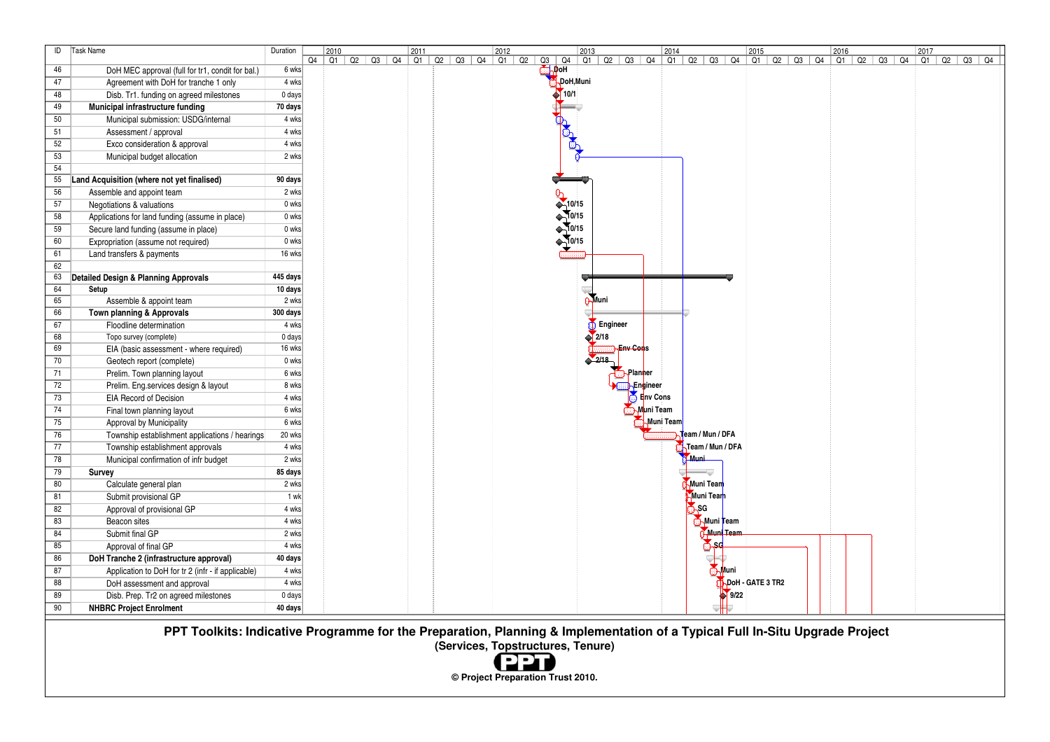| ID | Task Name | Duration |
|---|---|---|
| 46 | DoH MEC approval (full for tr1, condit for bal.) | 6 wks |
| 47 | Agreement with DoH for tranche 1 only | 4 wks |
| 48 | Disb. Tr1. funding on agreed milestones | 0 days |
| 49 | **Municipal infrastructure funding** | **70 days** |
| 50 | Municipal submission: USDG/internal | 4 wks |
| 51 | Assessment / approval | 4 wks |
| 52 | Exco consideration & approval | 4 wks |
| 53 | Municipal budget allocation | 2 wks |
| 54 | | |
| 55 | **Land Acquisition (where not yet finalised)** | **90 days** |
| 56 | Assemble and appoint team | 2 wks |
| 57 | Negotiations & valuations | 0 wks |
| 58 | Applications for land funding (assume in place) | 0 wks |
| 59 | Secure land funding (assume in place) | 0 wks |
| 60 | Expropriation (assume not required) | 0 wks |
| 61 | Land transfers & payments | 16 wks |
| 62 | | |
| 63 | **Detailed Design & Planning Approvals** | **445 days** |
| 64 | **Setup** | **10 days** |
| 65 | Assemble & appoint team | 2 wks |
| 66 | **Town planning & Approvals** | **300 days** |
| 67 | Floodline determination | 4 wks |
| 68 | Topo survey (complete) | 0 days |
| 69 | EIA (basic assessment - where required) | 16 wks |
| 70 | Geotech report (complete) | 0 wks |
| 71 | Prelim. Town planning layout | 6 wks |
| 72 | Prelim. Eng.services design & layout | 8 wks |
| 73 | EIA Record of Decision | 4 wks |
| 74 | Final town planning layout | 6 wks |
| 75 | Approval by Municipality | 6 wks |
| 76 | Township establishment applications / hearings | 20 wks |
| 77 | Township establishment approvals | 4 wks |
| 78 | Municipal confirmation of infr budget | 2 wks |
| 79 | **Survey** | **85 days** |
| 80 | Calculate general plan | 2 wks |
| 81 | Submit provisional GP | 1 wk |
| 82 | Approval of provisional GP | 4 wks |
| 83 | Beacon sites | 4 wks |
| 84 | Submit final GP | 2 wks |
| 85 | Approval of final GP | 4 wks |
| 86 | **DoH Tranche 2 (infrastructure approval)** | **40 days** |
| 87 | Application to DoH for tr 2 (infr - if applicable) | 4 wks |
| 88 | DoH assessment and approval | 4 wks |
| 89 | Disb. Prep. Tr2 on agreed milestones | 0 days |
| 90 | **NHBRC Project Enrolment** | **40 days** |

**PPT Toolkits: Indicative Programme for the Preparation, Planning & Implementation of a Typical Full In-Situ Upgrade Project**

**(Services, Topstructures, Tenure)**

**PPT**

**© Project Preparation Trust 2010.**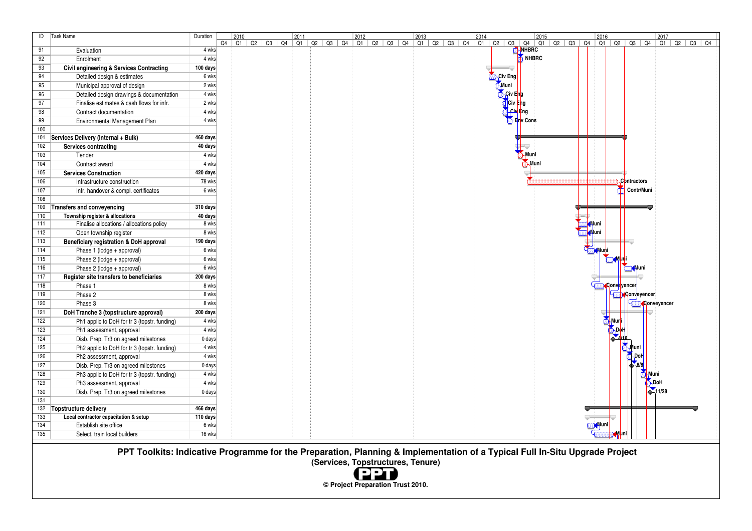| ID | Task Name | Duration | Resource / Label |
|---|---|---|---|
| 91 | Evaluation | 4 wks | NHBRC |
| 92 | Enrolment | 4 wks | NHBRC |
| 93 | **Civil engineering & Services Contracting** | **100 days** | |
| 94 | Detailed design & estimates | 6 wks | Civ Eng |
| 95 | Municipal approval of design | 2 wks | Muni |
| 96 | Detailed design drawings & documentation | 4 wks | Civ Eng |
| 97 | Finalise estimates & cash flows for infr. | 2 wks | Civ Eng |
| 98 | Contract documentation | 4 wks | Civ Eng |
| 99 | Environmental Management Plan | 4 wks | Env Cons |
| 100 | | | |
| 101 | **Services Delivery (Internal + Bulk)** | **460 days** | |
| 102 | **Services contracting** | **40 days** | |
| 103 | Tender | 4 wks | Muni |
| 104 | Contract award | 4 wks | Muni |
| 105 | **Services Construction** | **420 days** | |
| 106 | Infrastructure construction | 78 wks | Contractors |
| 107 | Infr. handover & compl. certificates | 6 wks | Contr/Muni |
| 108 | | | |
| 109 | **Transfers and conveyencing** | **310 days** | |
| 110 | **Township register & allocations** | **40 days** | |
| 111 | Finalise allocations / allocations policy | 8 wks | Muni |
| 112 | Open township register | 8 wks | Muni |
| 113 | **Beneficiary registration & DoH approval** | **190 days** | |
| 114 | Phase 1 (lodge + approval) | 6 wks | Muni |
| 115 | Phase 2 (lodge + approval) | 6 wks | Muni |
| 116 | Phase 2 (lodge + approval) | 6 wks | Muni |
| 117 | **Register site transfers to beneficiaries** | **200 days** | |
| 118 | Phase 1 | 8 wks | Conveyencer |
| 119 | Phase 2 | 8 wks | Conveyencer |
| 120 | Phase 3 | 8 wks | Conveyencer |
| 121 | **DoH Tranche 3 (topstructure approval)** | **200 days** | |
| 122 | Ph1 applic to DoH for tr 3 (topstr. funding) | 4 wks | Muni |
| 123 | Ph1 assessment, approval | 4 wks | DoH |
| 124 | Disb. Prep. Tr3 on agreed milestones | 0 days | 4/18 |
| 125 | Ph2 applic to DoH for tr 3 (topstr. funding) | 4 wks | Muni |
| 126 | Ph2 assessment, approval | 4 wks | DoH |
| 127 | Disb. Prep. Tr3 on agreed milestones | 0 days | 8/8 |
| 128 | Ph3 applic to DoH for tr 3 (topstr. funding) | 4 wks | Muni |
| 129 | Ph3 assessment, approval | 4 wks | DoH |
| 130 | Disb. Prep. Tr3 on agreed milestones | 0 days | 11/28 |
| 131 | | | |
| 132 | **Topstructure delivery** | **466 days** | |
| 133 | **Local contractor capacitation & setup** | **110 days** | |
| 134 | Establish site office | 6 wks | Muni |
| 135 | Select, train local builders | 16 wks | Muni |

Timeline: 2010 – 2017 (quarters Q1–Q4)

**PPT Toolkits: Indicative Programme for the Preparation, Planning & Implementation of a Typical Full In-Situ Upgrade Project**

**(Services, Topstructures, Tenure)**

**PPT**

**© Project Preparation Trust 2010.**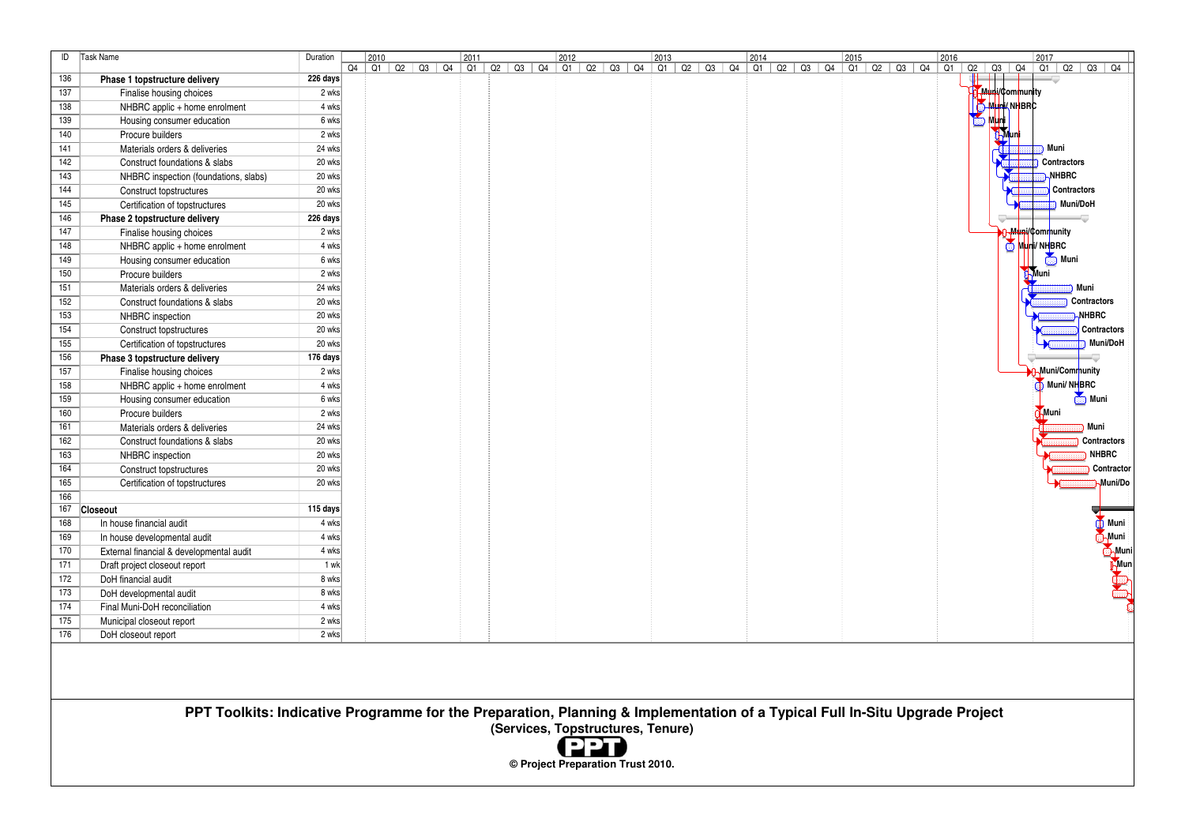| ID | Task Name | Duration |
|---|---|---|
| 136 | **Phase 1 topstructure delivery** | **226 days** |
| 137 | Finalise housing choices | 2 wks |
| 138 | NHBRC applic + home enrolment | 4 wks |
| 139 | Housing consumer education | 6 wks |
| 140 | Procure builders | 2 wks |
| 141 | Materials orders & deliveries | 24 wks |
| 142 | Construct foundations & slabs | 20 wks |
| 143 | NHBRC inspection (foundations, slabs) | 20 wks |
| 144 | Construct topstructures | 20 wks |
| 145 | Certification of topstructures | 20 wks |
| 146 | **Phase 2 topstructure delivery** | **226 days** |
| 147 | Finalise housing choices | 2 wks |
| 148 | NHBRC applic + home enrolment | 4 wks |
| 149 | Housing consumer education | 6 wks |
| 150 | Procure builders | 2 wks |
| 151 | Materials orders & deliveries | 24 wks |
| 152 | Construct foundations & slabs | 20 wks |
| 153 | NHBRC inspection | 20 wks |
| 154 | Construct topstructures | 20 wks |
| 155 | Certification of topstructures | 20 wks |
| 156 | **Phase 3 topstructure delivery** | **176 days** |
| 157 | Finalise housing choices | 2 wks |
| 158 | NHBRC applic + home enrolment | 4 wks |
| 159 | Housing consumer education | 6 wks |
| 160 | Procure builders | 2 wks |
| 161 | Materials orders & deliveries | 24 wks |
| 162 | Construct foundations & slabs | 20 wks |
| 163 | NHBRC inspection | 20 wks |
| 164 | Construct topstructures | 20 wks |
| 165 | Certification of topstructures | 20 wks |
| 166 | | |
| 167 | **Closeout** | **115 days** |
| 168 | In house financial audit | 4 wks |
| 169 | In house developmental audit | 4 wks |
| 170 | External financial & developmental audit | 4 wks |
| 171 | Draft project closeout report | 1 wk |
| 172 | DoH financial audit | 8 wks |
| 173 | DoH developmental audit | 8 wks |
| 174 | Final Muni-DoH reconciliation | 4 wks |
| 175 | Municipal closeout report | 2 wks |
| 176 | DoH closeout report | 2 wks |

2010 2011 2012 2013 2014 2015 2016 2017

Q4 Q1 Q2 Q3 Q4 Q1 Q2 Q3 Q4 Q1 Q2 Q3 Q4 Q1 Q2 Q3 Q4 Q1 Q2 Q3 Q4 Q1 Q2 Q3 Q4 Q1 Q2 Q3 Q4 Q1 Q2 Q3 Q4

Muni/Community
Muni/ NHBRC
Muni
Muni
Muni
Contractors
NHBRC
Contractors
Muni/DoH
Muni/Community
Muni/ NHBRC
Muni
Muni
Muni
Contractors
NHBRC
Contractors
Muni/DoH
Muni/Community
Muni/ NHBRC
Muni
Muni
Muni
Contractors
NHBRC
Contractor
Muni/Do
Muni
Muni
Muni
Mun

**PPT Toolkits: Indicative Programme for the Preparation, Planning & Implementation of a Typical Full In-Situ Upgrade Project**
**(Services, Topstructures, Tenure)**

**PPT**

**© Project Preparation Trust 2010.**